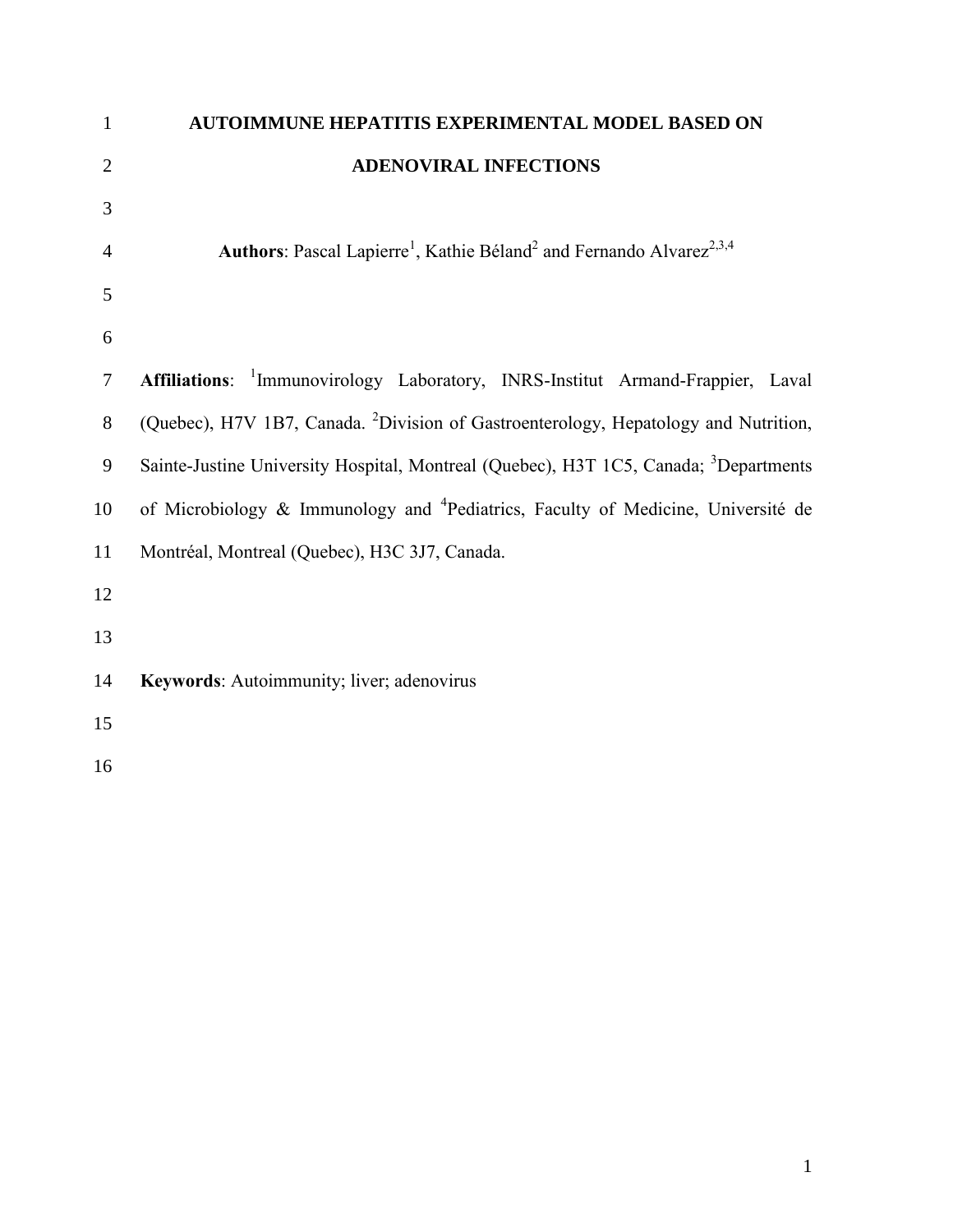# AUTOIMMUNE HEPATITIS EXPERIMENTAL MODEL BASED ON ADENOVIRAL INFECTIONS

**Authors**: Pascal Lapierre[1], Kathie Béland[2] and Fernando Alvarez[2,3,4]

**Affiliations**: [1]Immunovirology Laboratory, INRS-Institut Armand-Frappier, Laval (Quebec), H7V 1B7, Canada. [2]Division of Gastroenterology, Hepatology and Nutrition, Sainte-Justine University Hospital, Montreal (Quebec), H3T 1C5, Canada; [3]Departments of Microbiology & Immunology and [4]Pediatrics, Faculty of Medicine, Université de Montréal, Montreal (Quebec), H3C 3J7, Canada.

**Keywords**: Autoimmunity; liver; adenovirus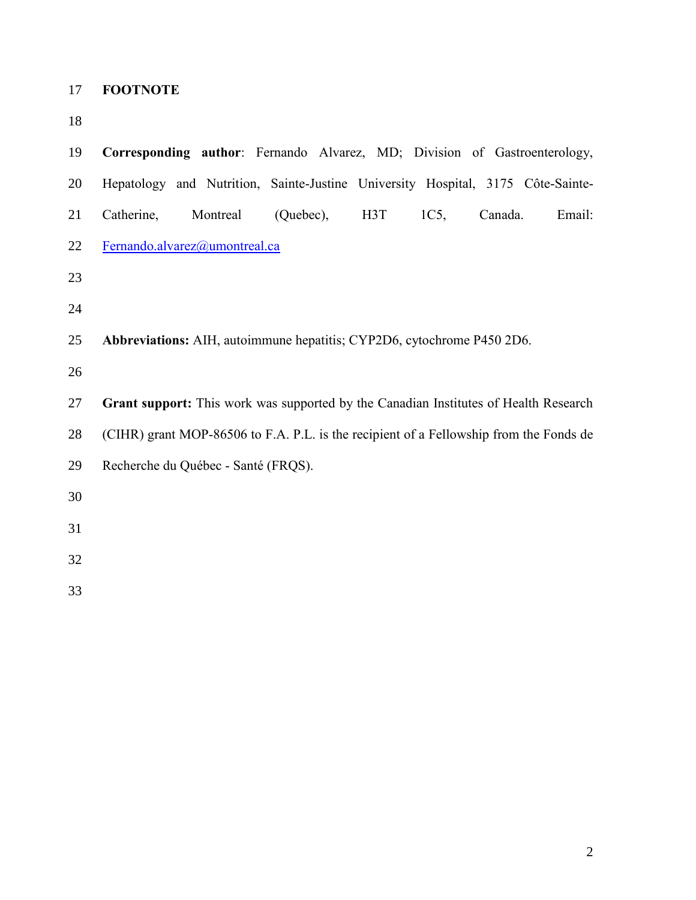**FOOTNOTE**

**Corresponding author**: Fernando Alvarez, MD; Division of Gastroenterology, Hepatology and Nutrition, Sainte-Justine University Hospital, 3175 Côte-Sainte-Catherine, Montreal (Quebec), H3T 1C5, Canada. Email: Fernando.alvarez@umontreal.ca

**Abbreviations:** AIH, autoimmune hepatitis; CYP2D6, cytochrome P450 2D6.

**Grant support:** This work was supported by the Canadian Institutes of Health Research (CIHR) grant MOP-86506 to F.A. P.L. is the recipient of a Fellowship from the Fonds de Recherche du Québec - Santé (FRQS).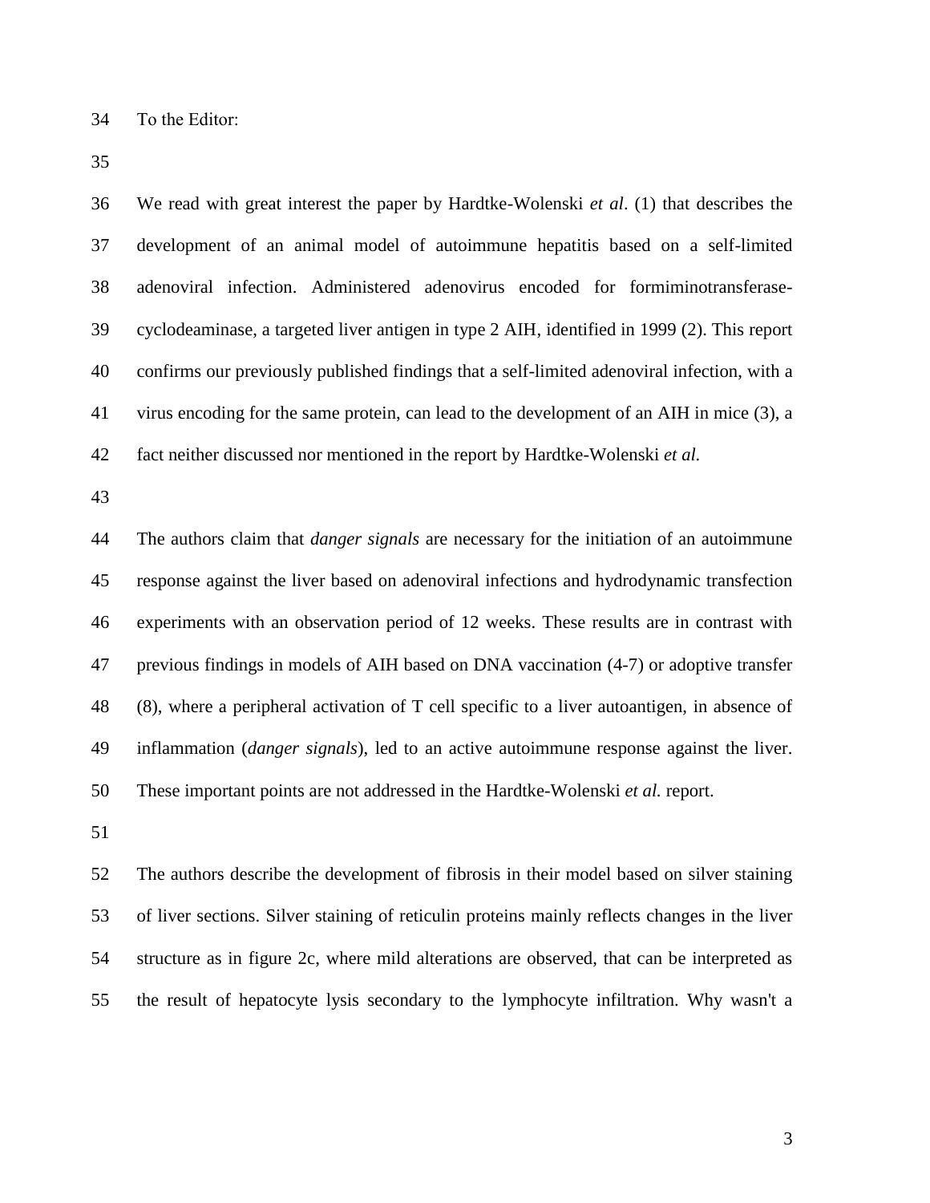To the Editor:

We read with great interest the paper by Hardtke-Wolenski *et al*. (1) that describes the development of an animal model of autoimmune hepatitis based on a self-limited adenoviral infection. Administered adenovirus encoded for formiminotransferase-cyclodeaminase, a targeted liver antigen in type 2 AIH, identified in 1999 (2). This report confirms our previously published findings that a self-limited adenoviral infection, with a virus encoding for the same protein, can lead to the development of an AIH in mice (3), a fact neither discussed nor mentioned in the report by Hardtke-Wolenski *et al.*

The authors claim that *danger signals* are necessary for the initiation of an autoimmune response against the liver based on adenoviral infections and hydrodynamic transfection experiments with an observation period of 12 weeks. These results are in contrast with previous findings in models of AIH based on DNA vaccination (4-7) or adoptive transfer (8), where a peripheral activation of T cell specific to a liver autoantigen, in absence of inflammation (*danger signals*), led to an active autoimmune response against the liver. These important points are not addressed in the Hardtke-Wolenski *et al.* report.

The authors describe the development of fibrosis in their model based on silver staining of liver sections. Silver staining of reticulin proteins mainly reflects changes in the liver structure as in figure 2c, where mild alterations are observed, that can be interpreted as the result of hepatocyte lysis secondary to the lymphocyte infiltration. Why wasn't a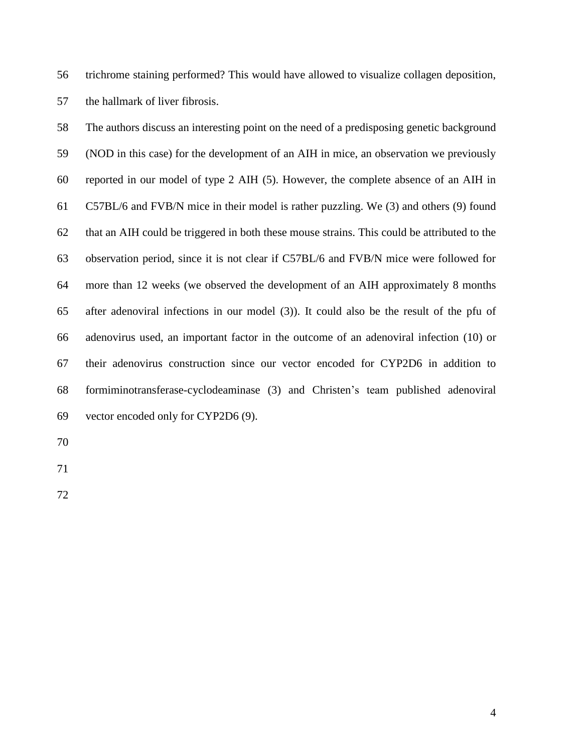trichrome staining performed? This would have allowed to visualize collagen deposition, the hallmark of liver fibrosis.

The authors discuss an interesting point on the need of a predisposing genetic background (NOD in this case) for the development of an AIH in mice, an observation we previously reported in our model of type 2 AIH (5). However, the complete absence of an AIH in C57BL/6 and FVB/N mice in their model is rather puzzling. We (3) and others (9) found that an AIH could be triggered in both these mouse strains. This could be attributed to the observation period, since it is not clear if C57BL/6 and FVB/N mice were followed for more than 12 weeks (we observed the development of an AIH approximately 8 months after adenoviral infections in our model (3)). It could also be the result of the pfu of adenovirus used, an important factor in the outcome of an adenoviral infection (10) or their adenovirus construction since our vector encoded for CYP2D6 in addition to formiminotransferase-cyclodeaminase (3) and Christen's team published adenoviral vector encoded only for CYP2D6 (9).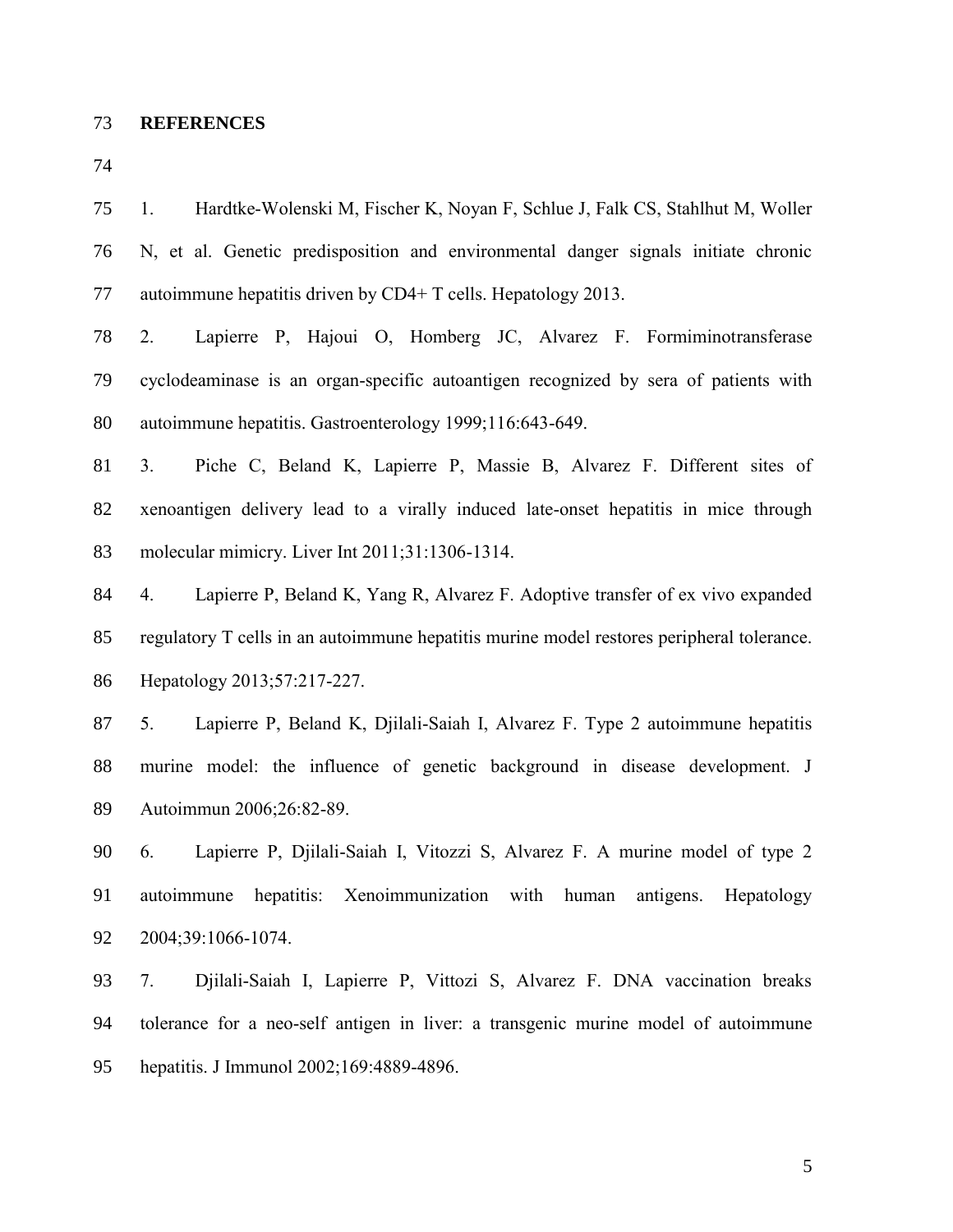## REFERENCES

1. Hardtke-Wolenski M, Fischer K, Noyan F, Schlue J, Falk CS, Stahlhut M, Woller N, et al. Genetic predisposition and environmental danger signals initiate chronic autoimmune hepatitis driven by CD4+ T cells. Hepatology 2013.
2. Lapierre P, Hajoui O, Homberg JC, Alvarez F. Formiminotransferase cyclodeaminase is an organ-specific autoantigen recognized by sera of patients with autoimmune hepatitis. Gastroenterology 1999;116:643-649.
3. Piche C, Beland K, Lapierre P, Massie B, Alvarez F. Different sites of xenoantigen delivery lead to a virally induced late-onset hepatitis in mice through molecular mimicry. Liver Int 2011;31:1306-1314.
4. Lapierre P, Beland K, Yang R, Alvarez F. Adoptive transfer of ex vivo expanded regulatory T cells in an autoimmune hepatitis murine model restores peripheral tolerance. Hepatology 2013;57:217-227.
5. Lapierre P, Beland K, Djilali-Saiah I, Alvarez F. Type 2 autoimmune hepatitis murine model: the influence of genetic background in disease development. J Autoimmun 2006;26:82-89.
6. Lapierre P, Djilali-Saiah I, Vitozzi S, Alvarez F. A murine model of type 2 autoimmune hepatitis: Xenoimmunization with human antigens. Hepatology 2004;39:1066-1074.
7. Djilali-Saiah I, Lapierre P, Vittozi S, Alvarez F. DNA vaccination breaks tolerance for a neo-self antigen in liver: a transgenic murine model of autoimmune hepatitis. J Immunol 2002;169:4889-4896.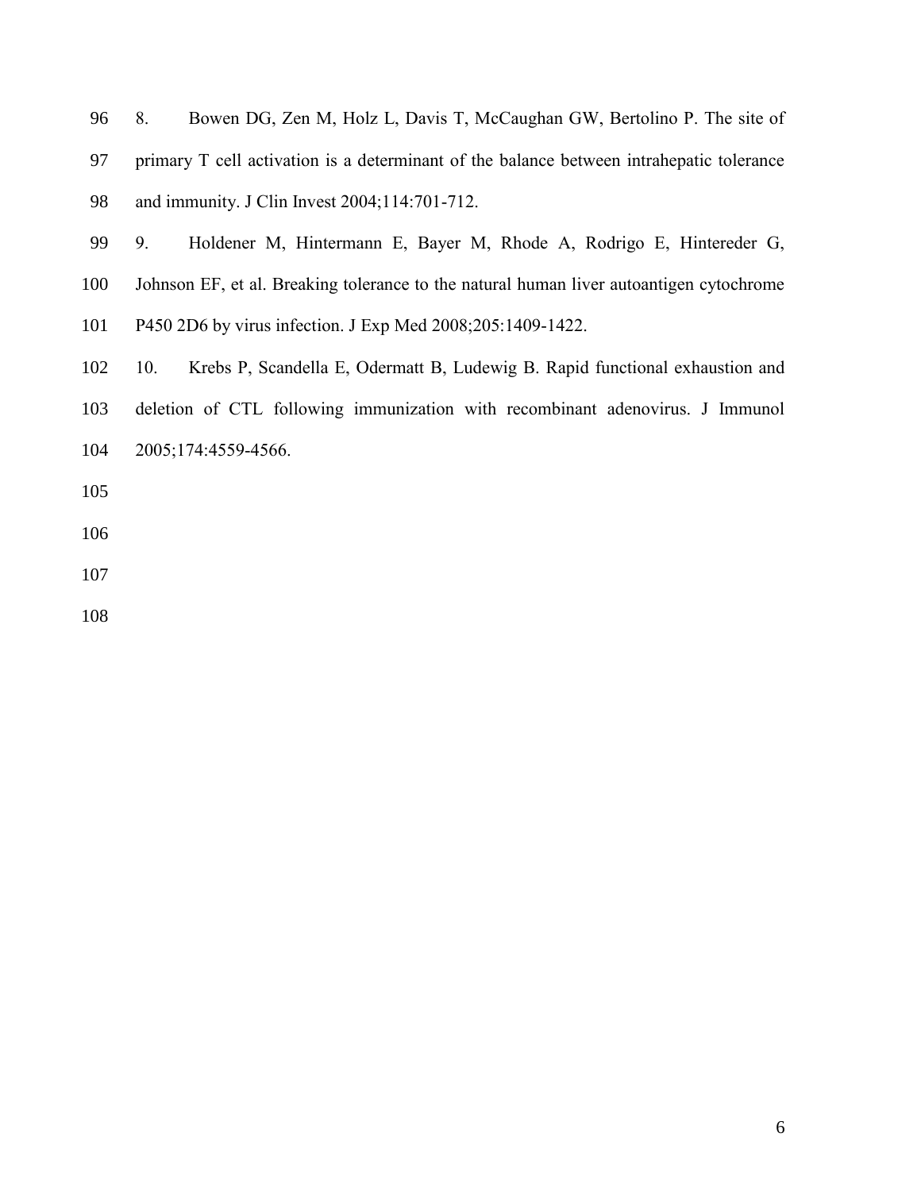8. Bowen DG, Zen M, Holz L, Davis T, McCaughan GW, Bertolino P. The site of primary T cell activation is a determinant of the balance between intrahepatic tolerance and immunity. J Clin Invest 2004;114:701-712.

9. Holdener M, Hintermann E, Bayer M, Rhode A, Rodrigo E, Hintereder G, Johnson EF, et al. Breaking tolerance to the natural human liver autoantigen cytochrome P450 2D6 by virus infection. J Exp Med 2008;205:1409-1422.

10. Krebs P, Scandella E, Odermatt B, Ludewig B. Rapid functional exhaustion and deletion of CTL following immunization with recombinant adenovirus. J Immunol 2005;174:4559-4566.